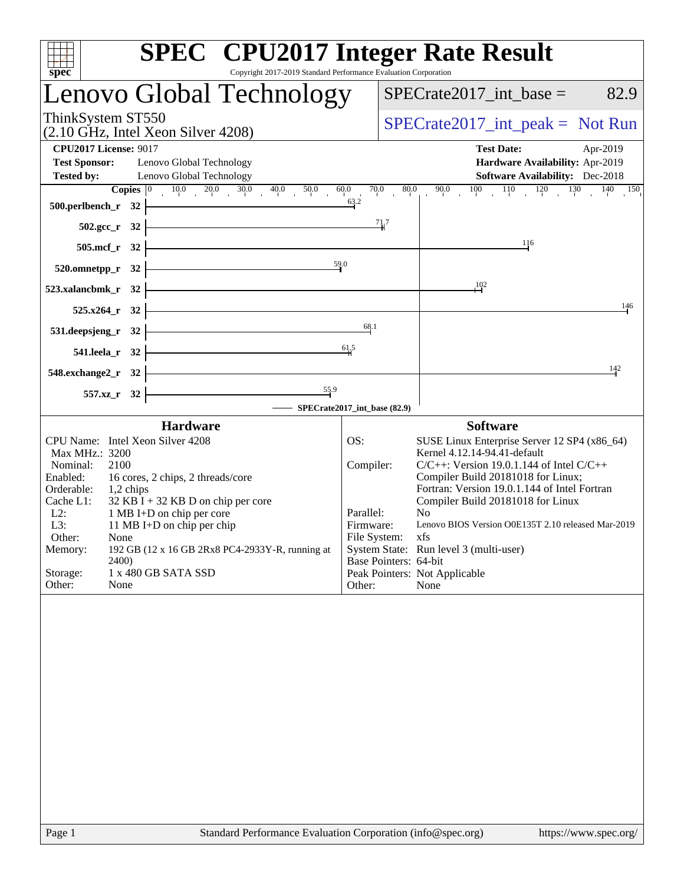# SPEC CPU2017 Integer Rate Result

Copyright 2017-2019 Standard Performance Evaluation Corporation

## Lenovo Global Technology

ThinkSystem ST550
(2.10 GHz, Intel Xeon Silver 4208)

SPECrate2017_int_base = 82.9

SPECrate2017_int_peak = Not Run

| | | | |
|---|---|---|---|
| **CPU2017 License:** | 9017 | **Test Date:** | Apr-2019 |
| **Test Sponsor:** | Lenovo Global Technology | **Hardware Availability:** | Apr-2019 |
| **Tested by:** | Lenovo Global Technology | **Software Availability:** | Dec-2018 |

| Benchmark | Copies | SPECrate2017_int_base |
|---|---|---|
| 500.perlbench_r | 32 | 63.2 |
| 502.gcc_r | 32 | 71.7 |
| 505.mcf_r | 32 | 116 |
| 520.omnetpp_r | 32 | 59.0 |
| 523.xalancbmk_r | 32 | 102 |
| 525.x264_r | 32 | 146 |
| 531.deepsjeng_r | 32 | 68.1 |
| 541.leela_r | 32 | 61.5 |
| 548.exchange2_r | 32 | 142 |
| 557.xz_r | 32 | 55.9 |

SPECrate2017_int_base (82.9)

### Hardware

| | |
|---|---|
| CPU Name: | Intel Xeon Silver 4208 |
| Max MHz.: | 3200 |
| Nominal: | 2100 |
| Enabled: | 16 cores, 2 chips, 2 threads/core |
| Orderable: | 1,2 chips |
| Cache L1: | 32 KB I + 32 KB D on chip per core |
| L2: | 1 MB I+D on chip per core |
| L3: | 11 MB I+D on chip per chip |
| Other: | None |
| Memory: | 192 GB (12 x 16 GB 2Rx8 PC4-2933Y-R, running at 2400) |
| Storage: | 1 x 480 GB SATA SSD |
| Other: | None |

### Software

| | |
|---|---|
| OS: | SUSE Linux Enterprise Server 12 SP4 (x86_64) Kernel 4.12.14-94.41-default |
| Compiler: | C/C++: Version 19.0.1.144 of Intel C/C++ Compiler Build 20181018 for Linux; Fortran: Version 19.0.1.144 of Intel Fortran Compiler Build 20181018 for Linux |
| Parallel: | No |
| Firmware: | Lenovo BIOS Version O0E135T 2.10 released Mar-2019 |
| File System: | xfs |
| System State: | Run level 3 (multi-user) |
| Base Pointers: | 64-bit |
| Peak Pointers: | Not Applicable |
| Other: | None |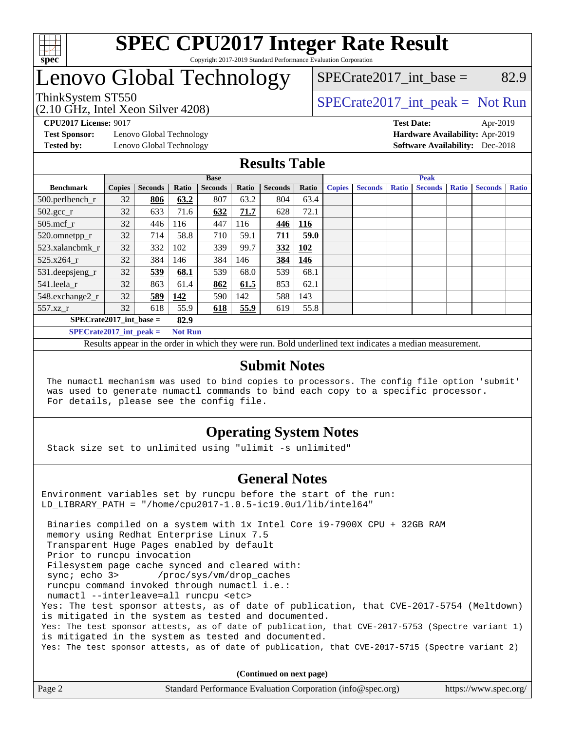# SPEC CPU2017 Integer Rate Result

Copyright 2017-2019 Standard Performance Evaluation Corporation

# Lenovo Global Technology

ThinkSystem ST550
(2.10 GHz, Intel Xeon Silver 4208)

SPECrate2017_int_base = 82.9

SPECrate2017_int_peak = Not Run

**CPU2017 License:** 9017
**Test Sponsor:** Lenovo Global Technology
**Tested by:** Lenovo Global Technology

**Test Date:** Apr-2019
**Hardware Availability:** Apr-2019
**Software Availability:** Dec-2018

## Results Table

| Benchmark | Base | | | | | | | Peak | | | | | | |
|---|---|---|---|---|---|---|---|---|---|---|---|---|---|---|
| | Copies | Seconds | Ratio | Seconds | Ratio | Seconds | Ratio | Copies | Seconds | Ratio | Seconds | Ratio | Seconds | Ratio |
| 500.perlbench_r | 32 | **806** | **63.2** | 807 | 63.2 | 804 | 63.4 | | | | | | | |
| 502.gcc_r | 32 | 633 | 71.6 | **632** | **71.7** | 628 | 72.1 | | | | | | | |
| 505.mcf_r | 32 | 446 | 116 | 447 | 116 | **446** | **116** | | | | | | | |
| 520.omnetpp_r | 32 | 714 | 58.8 | 710 | 59.1 | **711** | **59.0** | | | | | | | |
| 523.xalancbmk_r | 32 | 332 | 102 | 339 | 99.7 | **332** | **102** | | | | | | | |
| 525.x264_r | 32 | 384 | 146 | 384 | 146 | **384** | **146** | | | | | | | |
| 531.deepsjeng_r | 32 | **539** | **68.1** | 539 | 68.0 | 539 | 68.1 | | | | | | | |
| 541.leela_r | 32 | 863 | 61.4 | **862** | **61.5** | 853 | 62.1 | | | | | | | |
| 548.exchange2_r | 32 | **589** | **142** | 590 | 142 | 588 | 143 | | | | | | | |
| 557.xz_r | 32 | 618 | 55.9 | **618** | **55.9** | 619 | 55.8 | | | | | | | |

**SPECrate2017_int_base = 82.9**

**SPECrate2017_int_peak = Not Run**

Results appear in the order in which they were run. Bold underlined text indicates a median measurement.

## Submit Notes

```
The numactl mechanism was used to bind copies to processors. The config file option 'submit'
was used to generate numactl commands to bind each copy to a specific processor.
For details, please see the config file.
```

## Operating System Notes

```
Stack size set to unlimited using "ulimit -s unlimited"
```

## General Notes

```
Environment variables set by runcpu before the start of the run:
LD_LIBRARY_PATH = "/home/cpu2017-1.0.5-ic19.0u1/lib/intel64"

 Binaries compiled on a system with 1x Intel Core i9-7900X CPU + 32GB RAM
 memory using Redhat Enterprise Linux 7.5
 Transparent Huge Pages enabled by default
 Prior to runcpu invocation
 Filesystem page cache synced and cleared with:
 sync; echo 3>       /proc/sys/vm/drop_caches
 runcpu command invoked through numactl i.e.:
 numactl --interleave=all runcpu <etc>
Yes: The test sponsor attests, as of date of publication, that CVE-2017-5754 (Meltdown)
is mitigated in the system as tested and documented.
Yes: The test sponsor attests, as of date of publication, that CVE-2017-5753 (Spectre variant 1)
is mitigated in the system as tested and documented.
Yes: The test sponsor attests, as of date of publication, that CVE-2017-5715 (Spectre variant 2)
```

**(Continued on next page)**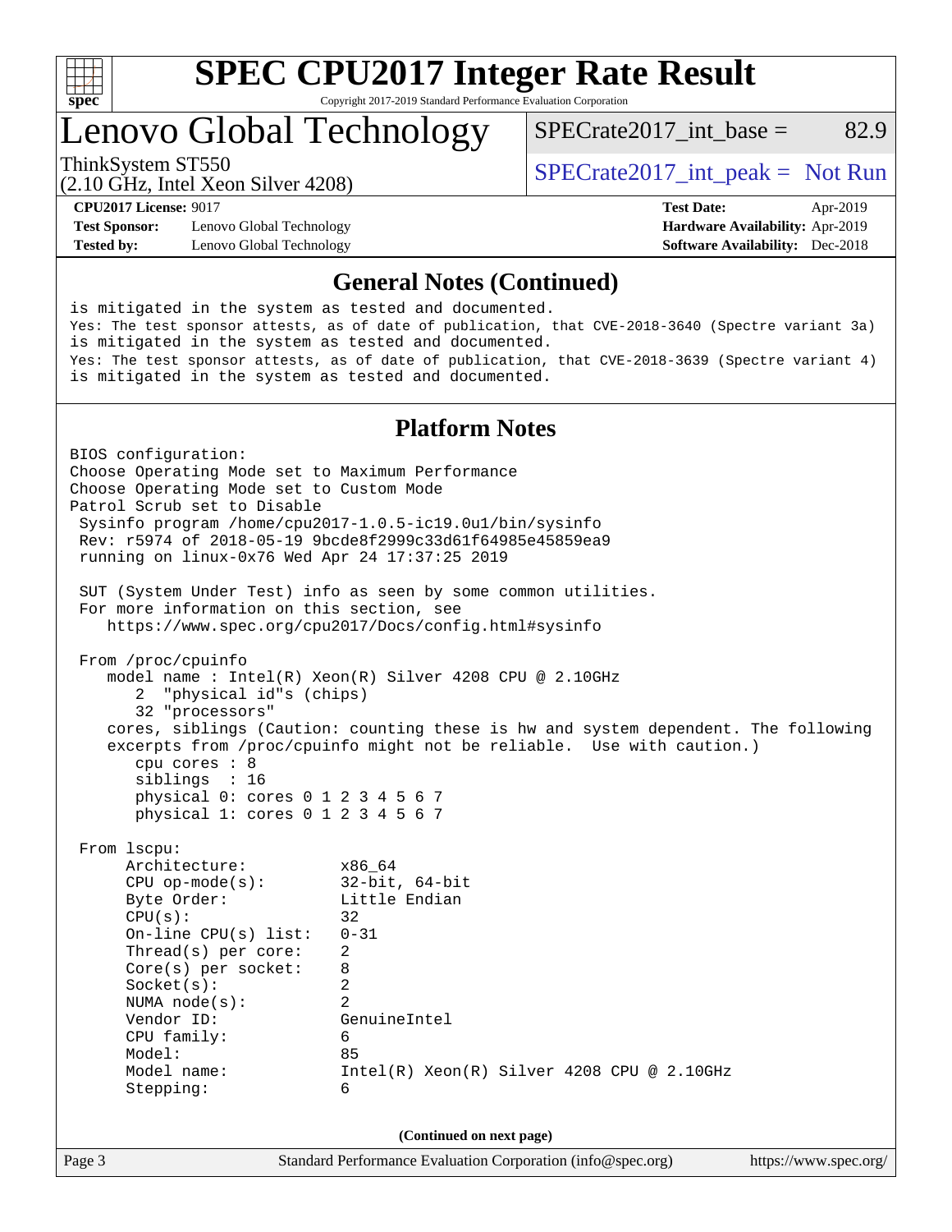# SPEC CPU2017 Integer Rate Result

Copyright 2017-2019 Standard Performance Evaluation Corporation

## Lenovo Global Technology

ThinkSystem ST550
(2.10 GHz, Intel Xeon Silver 4208)

SPECrate2017_int_base = 82.9

SPECrate2017_int_peak = Not Run

**CPU2017 License:** 9017
**Test Sponsor:** Lenovo Global Technology
**Tested by:** Lenovo Global Technology

**Test Date:** Apr-2019
**Hardware Availability:** Apr-2019
**Software Availability:** Dec-2018

## General Notes (Continued)

```
is mitigated in the system as tested and documented.
Yes: The test sponsor attests, as of date of publication, that CVE-2018-3640 (Spectre variant 3a)
is mitigated in the system as tested and documented.
Yes: The test sponsor attests, as of date of publication, that CVE-2018-3639 (Spectre variant 4)
is mitigated in the system as tested and documented.
```

## Platform Notes

```
BIOS configuration:
Choose Operating Mode set to Maximum Performance
Choose Operating Mode set to Custom Mode
Patrol Scrub set to Disable
 Sysinfo program /home/cpu2017-1.0.5-ic19.0u1/bin/sysinfo
 Rev: r5974 of 2018-05-19 9bcde8f2999c33d61f64985e45859ea9
 running on linux-0x76 Wed Apr 24 17:37:25 2019

 SUT (System Under Test) info as seen by some common utilities.
 For more information on this section, see
    https://www.spec.org/cpu2017/Docs/config.html#sysinfo

 From /proc/cpuinfo
    model name : Intel(R) Xeon(R) Silver 4208 CPU @ 2.10GHz
       2  "physical id"s (chips)
       32 "processors"
    cores, siblings (Caution: counting these is hw and system dependent. The following
    excerpts from /proc/cpuinfo might not be reliable.  Use with caution.)
       cpu cores : 8
       siblings  : 16
       physical 0: cores 0 1 2 3 4 5 6 7
       physical 1: cores 0 1 2 3 4 5 6 7

 From lscpu:
      Architecture:          x86_64
      CPU op-mode(s):        32-bit, 64-bit
      Byte Order:            Little Endian
      CPU(s):                32
      On-line CPU(s) list:   0-31
      Thread(s) per core:    2
      Core(s) per socket:    8
      Socket(s):             2
      NUMA node(s):          2
      Vendor ID:             GenuineIntel
      CPU family:            6
      Model:                 85
      Model name:            Intel(R) Xeon(R) Silver 4208 CPU @ 2.10GHz
      Stepping:              6
```

(Continued on next page)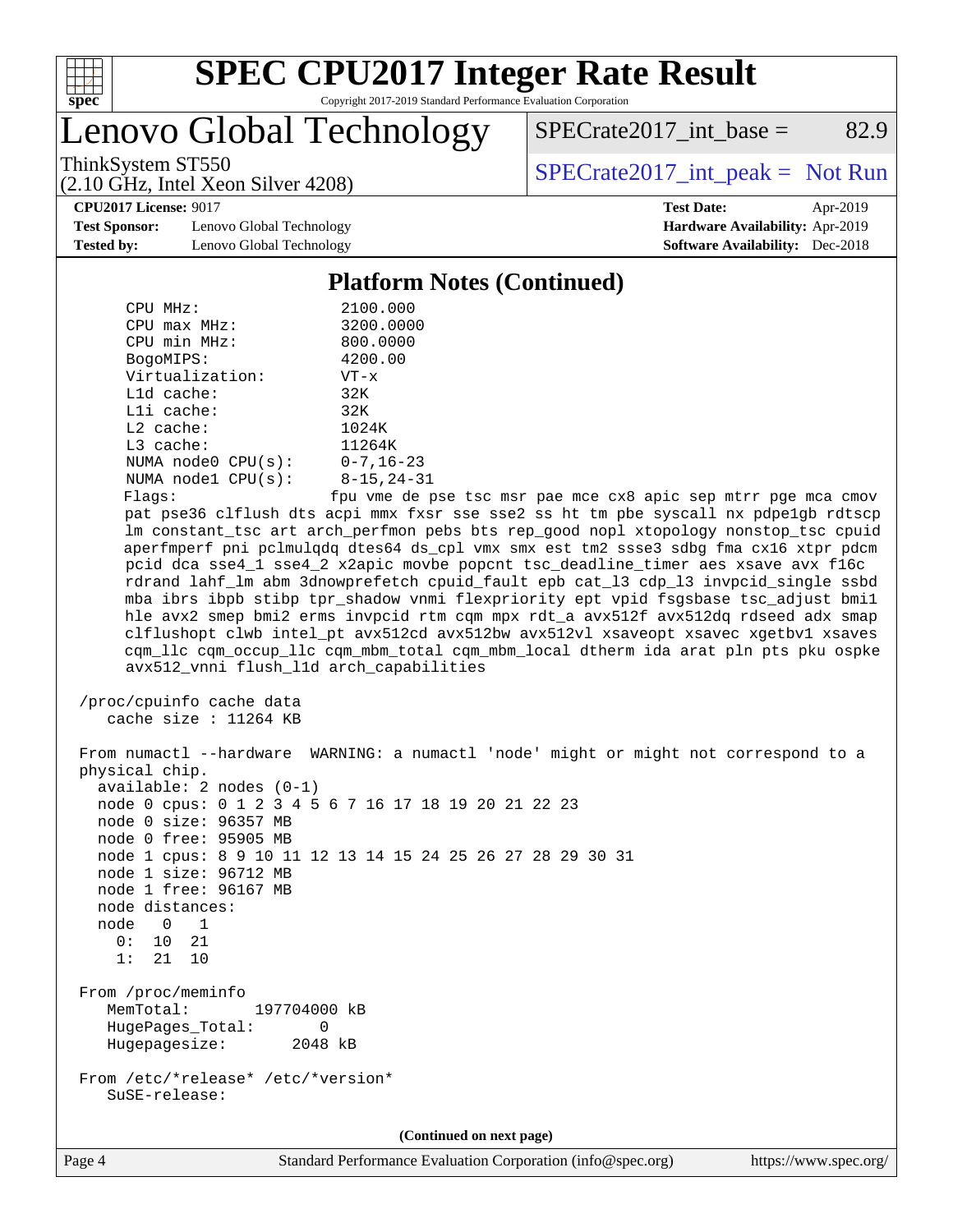## Platform Notes (Continued)

```
     CPU MHz:                2100.000
     CPU max MHz:            3200.0000
     CPU min MHz:            800.0000
     BogoMIPS:               4200.00
     Virtualization:         VT-x
     L1d cache:              32K
     L1i cache:              32K
     L2 cache:               1024K
     L3 cache:               11264K
     NUMA node0 CPU(s):      0-7,16-23
     NUMA node1 CPU(s):      8-15,24-31
     Flags:                  fpu vme de pse tsc msr pae mce cx8 apic sep mtrr pge mca cmov
     pat pse36 clflush dts acpi mmx fxsr sse sse2 ss ht tm pbe syscall nx pdpe1gb rdtscp
     lm constant_tsc art arch_perfmon pebs bts rep_good nopl xtopology nonstop_tsc cpuid
     aperfmperf pni pclmulqdq dtes64 ds_cpl vmx smx est tm2 ssse3 sdbg fma cx16 xtpr pdcm
     pcid dca sse4_1 sse4_2 x2apic movbe popcnt tsc_deadline_timer aes xsave avx f16c
     rdrand lahf_lm abm 3dnowprefetch cpuid_fault epb cat_l3 cdp_l3 invpcid_single ssbd
     mba ibrs ibpb stibp tpr_shadow vnmi flexpriority ept vpid fsgsbase tsc_adjust bmi1
     hle avx2 smep bmi2 erms invpcid rtm cqm mpx rdt_a avx512f avx512dq rdseed adx smap
     clflushopt clwb intel_pt avx512cd avx512bw avx512vl xsaveopt xsavec xgetbv1 xsaves
     cqm_llc cqm_occup_llc cqm_mbm_total cqm_mbm_local dtherm ida arat pln pts pku ospke
     avx512_vnni flush_l1d arch_capabilities

 /proc/cpuinfo cache data
    cache size : 11264 KB

 From numactl --hardware  WARNING: a numactl 'node' might or might not correspond to a
 physical chip.
   available: 2 nodes (0-1)
   node 0 cpus: 0 1 2 3 4 5 6 7 16 17 18 19 20 21 22 23
   node 0 size: 96357 MB
   node 0 free: 95905 MB
   node 1 cpus: 8 9 10 11 12 13 14 15 24 25 26 27 28 29 30 31
   node 1 size: 96712 MB
   node 1 free: 96167 MB
   node distances:
   node   0   1
     0:  10  21
     1:  21  10

 From /proc/meminfo
    MemTotal:       197704000 kB
    HugePages_Total:       0
    Hugepagesize:       2048 kB

 From /etc/*release* /etc/*version*
    SuSE-release:
```

(Continued on next page)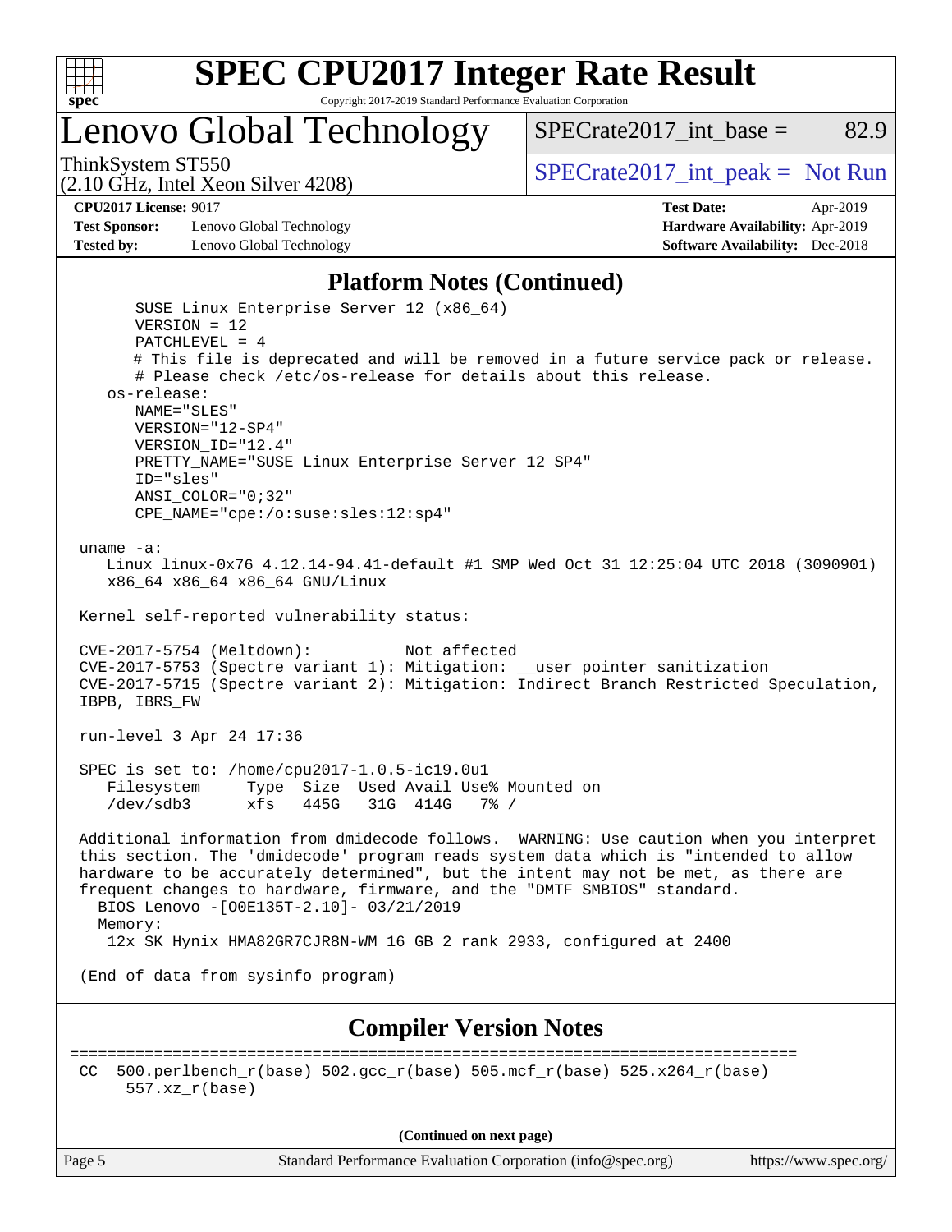## Platform Notes (Continued)

```
      SUSE Linux Enterprise Server 12 (x86_64)
      VERSION = 12
      PATCHLEVEL = 4
      # This file is deprecated and will be removed in a future service pack or release.
      # Please check /etc/os-release for details about this release.
   os-release:
      NAME="SLES"
      VERSION="12-SP4"
      VERSION_ID="12.4"
      PRETTY_NAME="SUSE Linux Enterprise Server 12 SP4"
      ID="sles"
      ANSI_COLOR="0;32"
      CPE_NAME="cpe:/o:suse:sles:12:sp4"

uname -a:
   Linux linux-0x76 4.12.14-94.41-default #1 SMP Wed Oct 31 12:25:04 UTC 2018 (3090901)
   x86_64 x86_64 x86_64 GNU/Linux

Kernel self-reported vulnerability status:

CVE-2017-5754 (Meltdown):          Not affected
CVE-2017-5753 (Spectre variant 1): Mitigation: __user pointer sanitization
CVE-2017-5715 (Spectre variant 2): Mitigation: Indirect Branch Restricted Speculation,
IBPB, IBRS_FW

run-level 3 Apr 24 17:36

SPEC is set to: /home/cpu2017-1.0.5-ic19.0u1
   Filesystem     Type  Size  Used Avail Use% Mounted on
   /dev/sdb3      xfs   445G   31G  414G   7% /

Additional information from dmidecode follows.  WARNING: Use caution when you interpret
this section. The 'dmidecode' program reads system data which is "intended to allow
hardware to be accurately determined", but the intent may not be met, as there are
frequent changes to hardware, firmware, and the "DMTF SMBIOS" standard.
  BIOS Lenovo -[O0E135T-2.10]- 03/21/2019
  Memory:
   12x SK Hynix HMA82GR7CJR8N-WM 16 GB 2 rank 2933, configured at 2400

(End of data from sysinfo program)
```

## Compiler Version Notes

```
==============================================================================
CC  500.perlbench_r(base) 502.gcc_r(base) 505.mcf_r(base) 525.x264_r(base)
     557.xz_r(base)
```

(Continued on next page)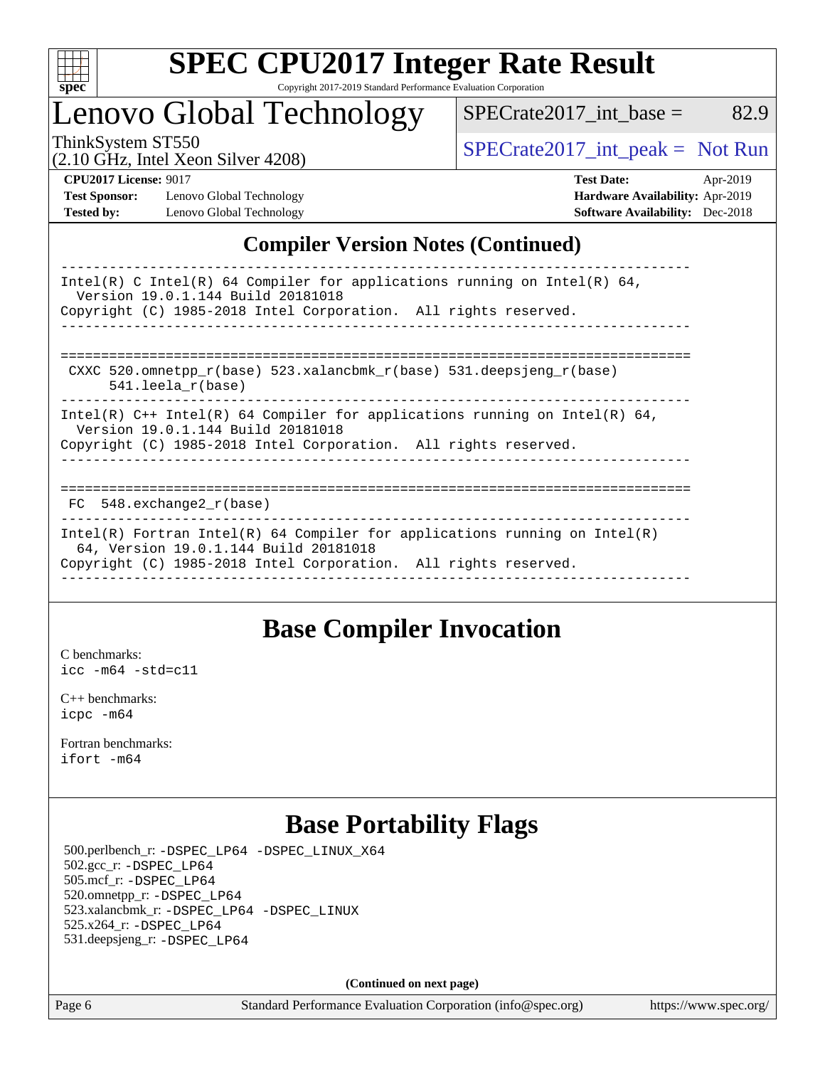# SPEC CPU2017 Integer Rate Result

Copyright 2017-2019 Standard Performance Evaluation Corporation

## Lenovo Global Technology

ThinkSystem ST550
(2.10 GHz, Intel Xeon Silver 4208)

SPECrate2017_int_base = 82.9

SPECrate2017_int_peak = Not Run

**CPU2017 License:** 9017
**Test Sponsor:** Lenovo Global Technology
**Tested by:** Lenovo Global Technology

**Test Date:** Apr-2019
**Hardware Availability:** Apr-2019
**Software Availability:** Dec-2018

## Compiler Version Notes (Continued)

```
------------------------------------------------------------------------------
Intel(R) C Intel(R) 64 Compiler for applications running on Intel(R) 64,
  Version 19.0.1.144 Build 20181018
Copyright (C) 1985-2018 Intel Corporation.  All rights reserved.
------------------------------------------------------------------------------

==============================================================================
 CXXC 520.omnetpp_r(base) 523.xalancbmk_r(base) 531.deepsjeng_r(base)
      541.leela_r(base)
------------------------------------------------------------------------------
Intel(R) C++ Intel(R) 64 Compiler for applications running on Intel(R) 64,
  Version 19.0.1.144 Build 20181018
Copyright (C) 1985-2018 Intel Corporation.  All rights reserved.
------------------------------------------------------------------------------

==============================================================================
 FC  548.exchange2_r(base)
------------------------------------------------------------------------------
Intel(R) Fortran Intel(R) 64 Compiler for applications running on Intel(R)
  64, Version 19.0.1.144 Build 20181018
Copyright (C) 1985-2018 Intel Corporation.  All rights reserved.
------------------------------------------------------------------------------
```

## Base Compiler Invocation

C benchmarks:
`icc -m64 -std=c11`

C++ benchmarks:
`icpc -m64`

Fortran benchmarks:
`ifort -m64`

## Base Portability Flags

500.perlbench_r: -DSPEC_LP64 -DSPEC_LINUX_X64
502.gcc_r: -DSPEC_LP64
505.mcf_r: -DSPEC_LP64
520.omnetpp_r: -DSPEC_LP64
523.xalancbmk_r: -DSPEC_LP64 -DSPEC_LINUX
525.x264_r: -DSPEC_LP64
531.deepsjeng_r: -DSPEC_LP64

**(Continued on next page)**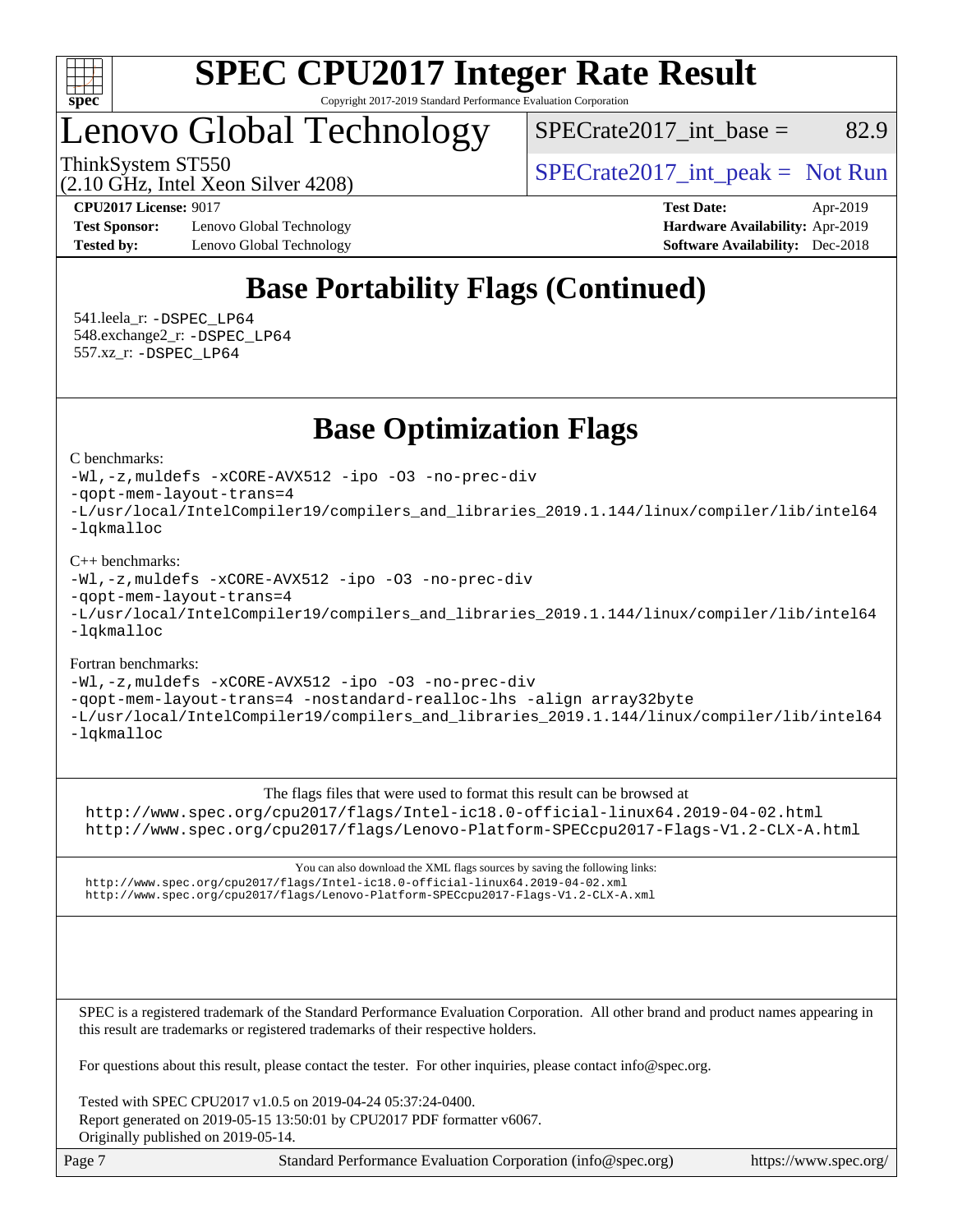# SPEC CPU2017 Integer Rate Result

Copyright 2017-2019 Standard Performance Evaluation Corporation

## Lenovo Global Technology

ThinkSystem ST550
(2.10 GHz, Intel Xeon Silver 4208)

SPECrate2017_int_base = 82.9

SPECrate2017_int_peak = Not Run

**CPU2017 License:** 9017
**Test Sponsor:** Lenovo Global Technology
**Tested by:** Lenovo Global Technology

**Test Date:** Apr-2019
**Hardware Availability:** Apr-2019
**Software Availability:** Dec-2018

## Base Portability Flags (Continued)

541.leela_r: -DSPEC_LP64
548.exchange2_r: -DSPEC_LP64
557.xz_r: -DSPEC_LP64

## Base Optimization Flags

C benchmarks:
```
-Wl,-z,muldefs -xCORE-AVX512 -ipo -O3 -no-prec-div
-qopt-mem-layout-trans=4
-L/usr/local/IntelCompiler19/compilers_and_libraries_2019.1.144/linux/compiler/lib/intel64
-lqkmalloc
```

C++ benchmarks:
```
-Wl,-z,muldefs -xCORE-AVX512 -ipo -O3 -no-prec-div
-qopt-mem-layout-trans=4
-L/usr/local/IntelCompiler19/compilers_and_libraries_2019.1.144/linux/compiler/lib/intel64
-lqkmalloc
```

Fortran benchmarks:
```
-Wl,-z,muldefs -xCORE-AVX512 -ipo -O3 -no-prec-div
-qopt-mem-layout-trans=4 -nostandard-realloc-lhs -align array32byte
-L/usr/local/IntelCompiler19/compilers_and_libraries_2019.1.144/linux/compiler/lib/intel64
-lqkmalloc
```

The flags files that were used to format this result can be browsed at
http://www.spec.org/cpu2017/flags/Intel-ic18.0-official-linux64.2019-04-02.html
http://www.spec.org/cpu2017/flags/Lenovo-Platform-SPECcpu2017-Flags-V1.2-CLX-A.html

You can also download the XML flags sources by saving the following links:
http://www.spec.org/cpu2017/flags/Intel-ic18.0-official-linux64.2019-04-02.xml
http://www.spec.org/cpu2017/flags/Lenovo-Platform-SPECcpu2017-Flags-V1.2-CLX-A.xml

SPEC is a registered trademark of the Standard Performance Evaluation Corporation. All other brand and product names appearing in this result are trademarks or registered trademarks of their respective holders.

For questions about this result, please contact the tester. For other inquiries, please contact info@spec.org.

Tested with SPEC CPU2017 v1.0.5 on 2019-04-24 05:37:24-0400.
Report generated on 2019-05-15 13:50:01 by CPU2017 PDF formatter v6067.
Originally published on 2019-05-14.